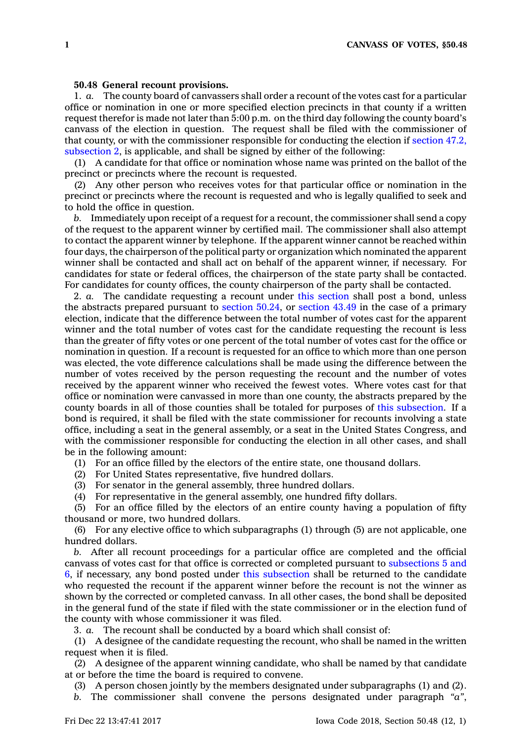**50.48 General recount provisions.**

1. *a.* The county board of canvassers shall order a recount of the votes cast for a particular office or nomination in one or more specified election precincts in that county if a written request therefor is made not later than 5:00 p.m. on the third day following the county board's canvass of the election in question. The request shall be filed with the commissioner of that county, or with the commissioner responsible for conducting the election if section 47.2, subsection 2, is applicable, and shall be signed by either of the following:

(1) A candidate for that office or nomination whose name was printed on the ballot of the precinct or precincts where the recount is requested.

(2) Any other person who receives votes for that particular office or nomination in the precinct or precincts where the recount is requested and who is legally qualified to seek and to hold the office in question.

*b.* Immediately upon receipt of a request for a recount, the commissioner shall send a copy of the request to the apparent winner by certified mail. The commissioner shall also attempt to contact the apparent winner by telephone. If the apparent winner cannot be reached within four days, the chairperson of the political party or organization which nominated the apparent winner shall be contacted and shall act on behalf of the apparent winner, if necessary. For candidates for state or federal offices, the chairperson of the state party shall be contacted. For candidates for county offices, the county chairperson of the party shall be contacted.

2. *a.* The candidate requesting a recount under this section shall post a bond, unless the abstracts prepared pursuant to section 50.24, or section 43.49 in the case of a primary election, indicate that the difference between the total number of votes cast for the apparent winner and the total number of votes cast for the candidate requesting the recount is less than the greater of fifty votes or one percent of the total number of votes cast for the office or nomination in question. If a recount is requested for an office to which more than one person was elected, the vote difference calculations shall be made using the difference between the number of votes received by the person requesting the recount and the number of votes received by the apparent winner who received the fewest votes. Where votes cast for that office or nomination were canvassed in more than one county, the abstracts prepared by the county boards in all of those counties shall be totaled for purposes of this subsection. If a bond is required, it shall be filed with the state commissioner for recounts involving a state office, including a seat in the general assembly, or a seat in the United States Congress, and with the commissioner responsible for conducting the election in all other cases, and shall be in the following amount:

(1) For an office filled by the electors of the entire state, one thousand dollars.

(2) For United States representative, five hundred dollars.

(3) For senator in the general assembly, three hundred dollars.

(4) For representative in the general assembly, one hundred fifty dollars.

(5) For an office filled by the electors of an entire county having a population of fifty thousand or more, two hundred dollars.

(6) For any elective office to which subparagraphs (1) through (5) are not applicable, one hundred dollars.

*b.* After all recount proceedings for a particular office are completed and the official canvass of votes cast for that office is corrected or completed pursuant to subsections 5 and 6, if necessary, any bond posted under this subsection shall be returned to the candidate who requested the recount if the apparent winner before the recount is not the winner as shown by the corrected or completed canvass. In all other cases, the bond shall be deposited in the general fund of the state if filed with the state commissioner or in the election fund of the county with whose commissioner it was filed.

3. *a.* The recount shall be conducted by a board which shall consist of:

(1) A designee of the candidate requesting the recount, who shall be named in the written request when it is filed.

(2) A designee of the apparent winning candidate, who shall be named by that candidate at or before the time the board is required to convene.

(3) A person chosen jointly by the members designated under subparagraphs (1) and (2).

*b.* The commissioner shall convene the persons designated under paragraph *"a"*,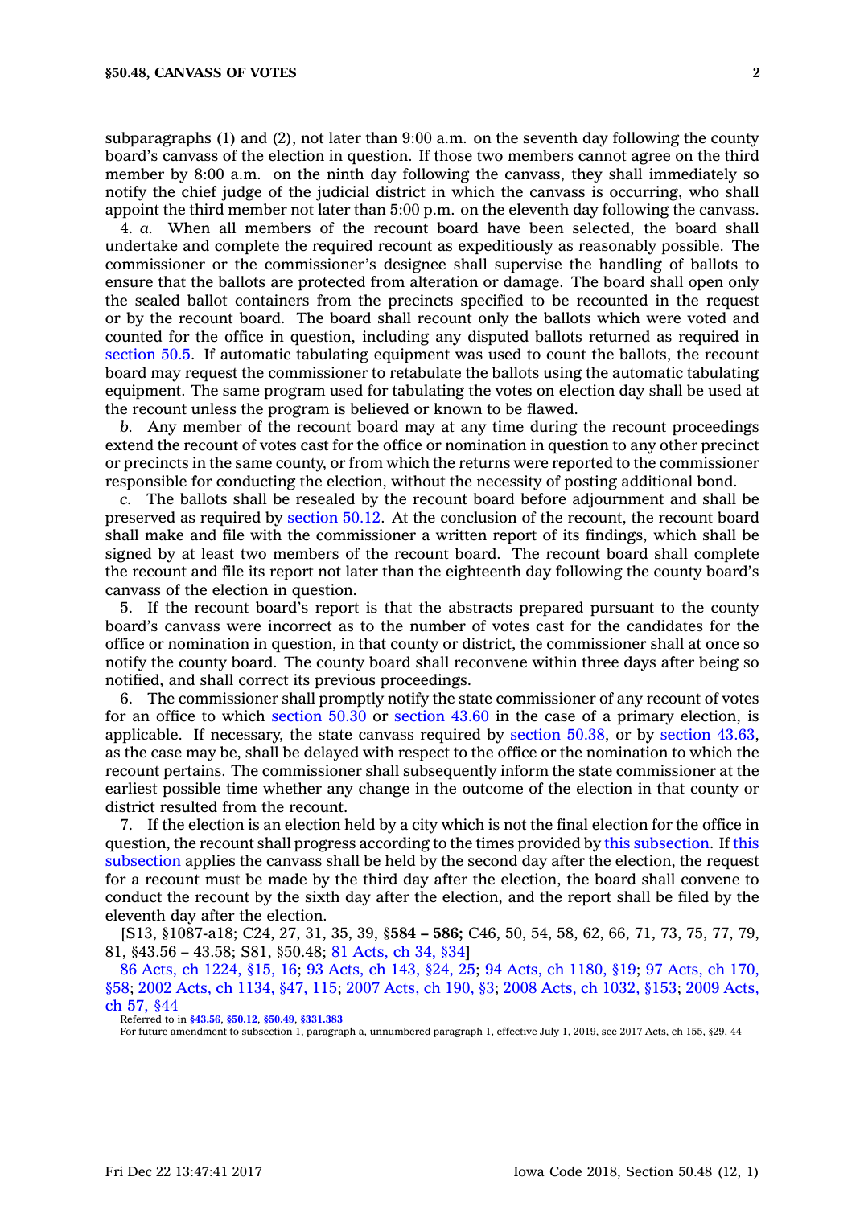subparagraphs (1) and (2), not later than 9:00 a.m. on the seventh day following the county board's canvass of the election in question. If those two members cannot agree on the third member by 8:00 a.m. on the ninth day following the canvass, they shall immediately so notify the chief judge of the judicial district in which the canvass is occurring, who shall appoint the third member not later than 5:00 p.m. on the eleventh day following the canvass.

4. *a.* When all members of the recount board have been selected, the board shall undertake and complete the required recount as expeditiously as reasonably possible. The commissioner or the commissioner's designee shall supervise the handling of ballots to ensure that the ballots are protected from alteration or damage. The board shall open only the sealed ballot containers from the precincts specified to be recounted in the request or by the recount board. The board shall recount only the ballots which were voted and counted for the office in question, including any disputed ballots returned as required in section 50.5. If automatic tabulating equipment was used to count the ballots, the recount board may request the commissioner to retabulate the ballots using the automatic tabulating equipment. The same program used for tabulating the votes on election day shall be used at the recount unless the program is believed or known to be flawed.

*b.* Any member of the recount board may at any time during the recount proceedings extend the recount of votes cast for the office or nomination in question to any other precinct or precincts in the same county, or from which the returns were reported to the commissioner responsible for conducting the election, without the necessity of posting additional bond.

*c.* The ballots shall be resealed by the recount board before adjournment and shall be preserved as required by section 50.12. At the conclusion of the recount, the recount board shall make and file with the commissioner a written report of its findings, which shall be signed by at least two members of the recount board. The recount board shall complete the recount and file its report not later than the eighteenth day following the county board's canvass of the election in question.

5. If the recount board's report is that the abstracts prepared pursuant to the county board's canvass were incorrect as to the number of votes cast for the candidates for the office or nomination in question, in that county or district, the commissioner shall at once so notify the county board. The county board shall reconvene within three days after being so notified, and shall correct its previous proceedings.

6. The commissioner shall promptly notify the state commissioner of any recount of votes for an office to which section 50.30 or section 43.60 in the case of a primary election, is applicable. If necessary, the state canvass required by section 50.38, or by section 43.63, as the case may be, shall be delayed with respect to the office or the nomination to which the recount pertains. The commissioner shall subsequently inform the state commissioner at the earliest possible time whether any change in the outcome of the election in that county or district resulted from the recount.

7. If the election is an election held by a city which is not the final election for the office in question, the recount shall progress according to the times provided by this subsection. If this subsection applies the canvass shall be held by the second day after the election, the request for a recount must be made by the third day after the election, the board shall convene to conduct the recount by the sixth day after the election, and the report shall be filed by the eleventh day after the election.

[S13, §1087-a18; C24, 27, 31, 35, 39, §**584 – 586;** C46, 50, 54, 58, 62, 66, 71, 73, 75, 77, 79, 81, §43.56 – 43.58; S81, §50.48; 81 Acts, ch 34, §34]

86 Acts, ch 1224, §15, 16; 93 Acts, ch 143, §24, 25; 94 Acts, ch 1180, §19; 97 Acts, ch 170, §58; 2002 Acts, ch 1134, §47, 115; 2007 Acts, ch 190, §3; 2008 Acts, ch 1032, §153; 2009 Acts, ch 57, §44

Referred to in **§43.56, §50.12, §50.49, §331.383**

For future amendment to subsection 1, paragraph a, unnumbered paragraph 1, effective July 1, 2019, see 2017 Acts, ch 155, §29, 44